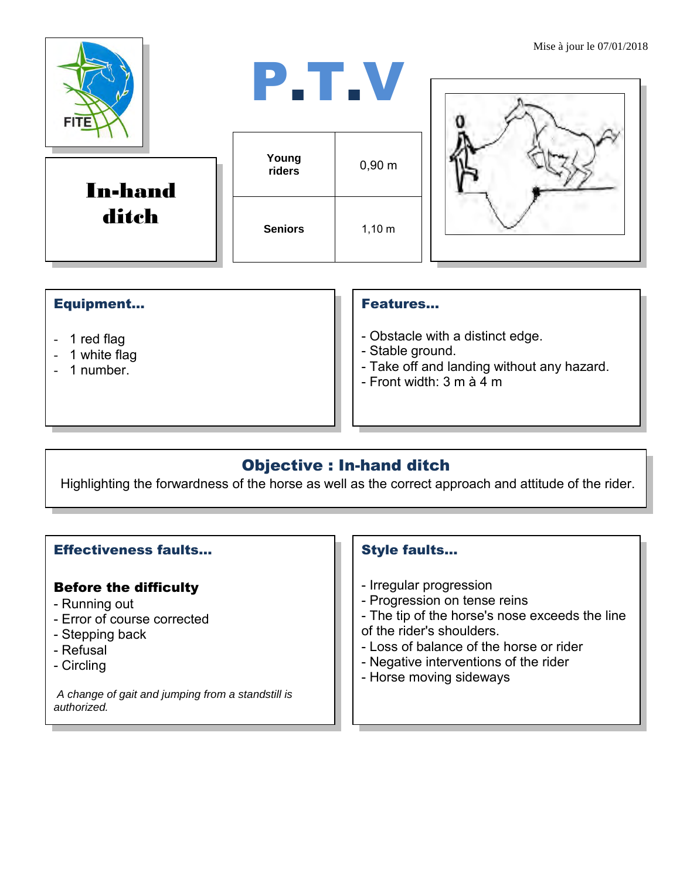Mise à jour le 07/01/2018

# P.T.V

## In-hand ditch

| Young riders | 0,90 m |
| --- | --- |
| Seniors | 1,10 m |

### Equipment…

- 1 red flag
- 1 white flag
- 1 number.

### Features…

- Obstacle with a distinct edge.
- Stable ground.
- Take off and landing without any hazard.
- Front width: 3 m à 4 m

### Objective : In-hand ditch

Highlighting the forwardness of the horse as well as the correct approach and attitude of the rider.

### Effectiveness faults…

**Before the difficulty**

- Running out
- Error of course corrected
- Stepping back
- Refusal
- Circling

*A change of gait and jumping from a standstill is authorized.*

### Style faults…

- Irregular progression
- Progression on tense reins
- The tip of the horse's nose exceeds the line of the rider's shoulders.
- Loss of balance of the horse or rider
- Negative interventions of the rider
- Horse moving sideways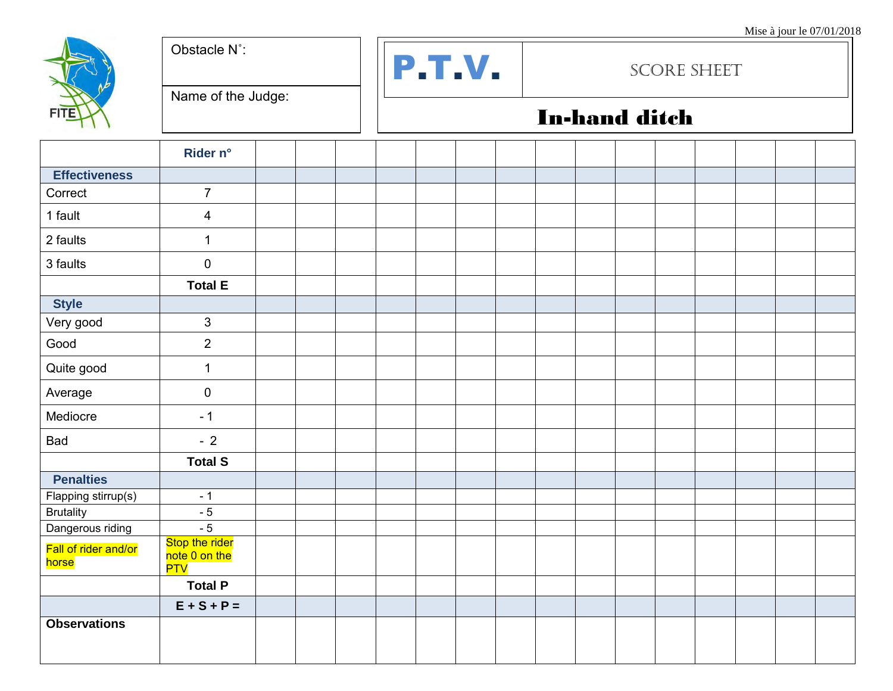Mise à jour le 07/01/2018

FITE

| Obstacle N°: |
|---|
| Name of the Judge: |

# P.T.V.

SCORE SHEET

## In-hand ditch

| | Rider n° | | | | | | | | | | | | | | | |
|---|---|---|---|---|---|---|---|---|---|---|---|---|---|---|---|---|
| **Effectiveness** | | | | | | | | | | | | | | | | |
| Correct | 7 | | | | | | | | | | | | | | | |
| 1 fault | 4 | | | | | | | | | | | | | | | |
| 2 faults | 1 | | | | | | | | | | | | | | | |
| 3 faults | 0 | | | | | | | | | | | | | | | |
| | **Total E** | | | | | | | | | | | | | | | |
| **Style** | | | | | | | | | | | | | | | | |
| Very good | 3 | | | | | | | | | | | | | | | |
| Good | 2 | | | | | | | | | | | | | | | |
| Quite good | 1 | | | | | | | | | | | | | | | |
| Average | 0 | | | | | | | | | | | | | | | |
| Mediocre | - 1 | | | | | | | | | | | | | | | |
| Bad | - 2 | | | | | | | | | | | | | | | |
| | **Total S** | | | | | | | | | | | | | | | |
| **Penalties** | | | | | | | | | | | | | | | | |
| Flapping stirrup(s) | - 1 | | | | | | | | | | | | | | | |
| Brutality | - 5 | | | | | | | | | | | | | | | |
| Dangerous riding | - 5 | | | | | | | | | | | | | | | |
| Fall of rider and/or horse | Stop the rider note 0 on the PTV | | | | | | | | | | | | | | | |
| | **Total P** | | | | | | | | | | | | | | | |
| | **E + S + P =** | | | | | | | | | | | | | | | |
| **Observations** | | | | | | | | | | | | | | | | |